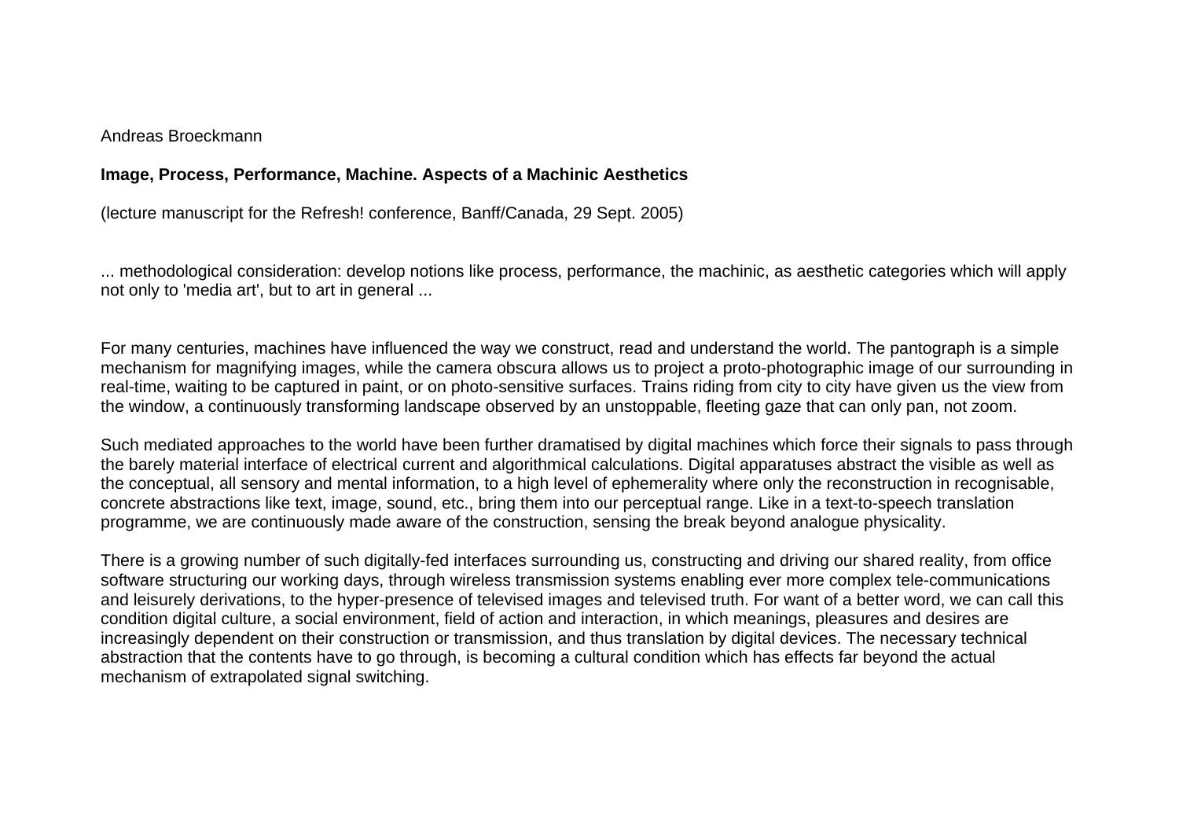Andreas Broeckmann

# Image, Process, Performance, Machine. Aspects of a Machinic Aesthetics

(lecture manuscript for the Refresh! conference, Banff/Canada, 29 Sept. 2005)

... methodological consideration: develop notions like process, performance, the machinic, as aesthetic categories which will apply not only to 'media art', but to art in general ...

For many centuries, machines have influenced the way we construct, read and understand the world. The pantograph is a simple mechanism for magnifying images, while the camera obscura allows us to project a proto-photographic image of our surrounding in real-time, waiting to be captured in paint, or on photo-sensitive surfaces. Trains riding from city to city have given us the view from the window, a continuously transforming landscape observed by an unstoppable, fleeting gaze that can only pan, not zoom.

Such mediated approaches to the world have been further dramatised by digital machines which force their signals to pass through the barely material interface of electrical current and algorithmical calculations. Digital apparatuses abstract the visible as well as the conceptual, all sensory and mental information, to a high level of ephemerality where only the reconstruction in recognisable, concrete abstractions like text, image, sound, etc., bring them into our perceptual range. Like in a text-to-speech translation programme, we are continuously made aware of the construction, sensing the break beyond analogue physicality.

There is a growing number of such digitally-fed interfaces surrounding us, constructing and driving our shared reality, from office software structuring our working days, through wireless transmission systems enabling ever more complex tele-communications and leisurely derivations, to the hyper-presence of televised images and televised truth. For want of a better word, we can call this condition digital culture, a social environment, field of action and interaction, in which meanings, pleasures and desires are increasingly dependent on their construction or transmission, and thus translation by digital devices. The necessary technical abstraction that the contents have to go through, is becoming a cultural condition which has effects far beyond the actual mechanism of extrapolated signal switching.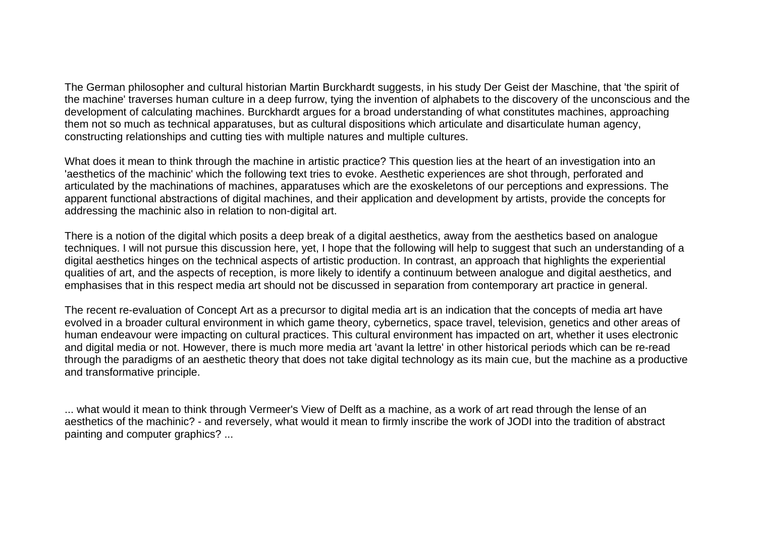The German philosopher and cultural historian Martin Burckhardt suggests, in his study Der Geist der Maschine, that 'the spirit of the machine' traverses human culture in a deep furrow, tying the invention of alphabets to the discovery of the unconscious and the development of calculating machines. Burckhardt argues for a broad understanding of what constitutes machines, approaching them not so much as technical apparatuses, but as cultural dispositions which articulate and disarticulate human agency, constructing relationships and cutting ties with multiple natures and multiple cultures.

What does it mean to think through the machine in artistic practice? This question lies at the heart of an investigation into an 'aesthetics of the machinic' which the following text tries to evoke. Aesthetic experiences are shot through, perforated and articulated by the machinations of machines, apparatuses which are the exoskeletons of our perceptions and expressions. The apparent functional abstractions of digital machines, and their application and development by artists, provide the concepts for addressing the machinic also in relation to non-digital art.

There is a notion of the digital which posits a deep break of a digital aesthetics, away from the aesthetics based on analogue techniques. I will not pursue this discussion here, yet, I hope that the following will help to suggest that such an understanding of a digital aesthetics hinges on the technical aspects of artistic production. In contrast, an approach that highlights the experiential qualities of art, and the aspects of reception, is more likely to identify a continuum between analogue and digital aesthetics, and emphasises that in this respect media art should not be discussed in separation from contemporary art practice in general.

The recent re-evaluation of Concept Art as a precursor to digital media art is an indication that the concepts of media art have evolved in a broader cultural environment in which game theory, cybernetics, space travel, television, genetics and other areas of human endeavour were impacting on cultural practices. This cultural environment has impacted on art, whether it uses electronic and digital media or not. However, there is much more media art 'avant la lettre' in other historical periods which can be re-read through the paradigms of an aesthetic theory that does not take digital technology as its main cue, but the machine as a productive and transformative principle.

... what would it mean to think through Vermeer's View of Delft as a machine, as a work of art read through the lense of an aesthetics of the machinic? - and reversely, what would it mean to firmly inscribe the work of JODI into the tradition of abstract painting and computer graphics? ...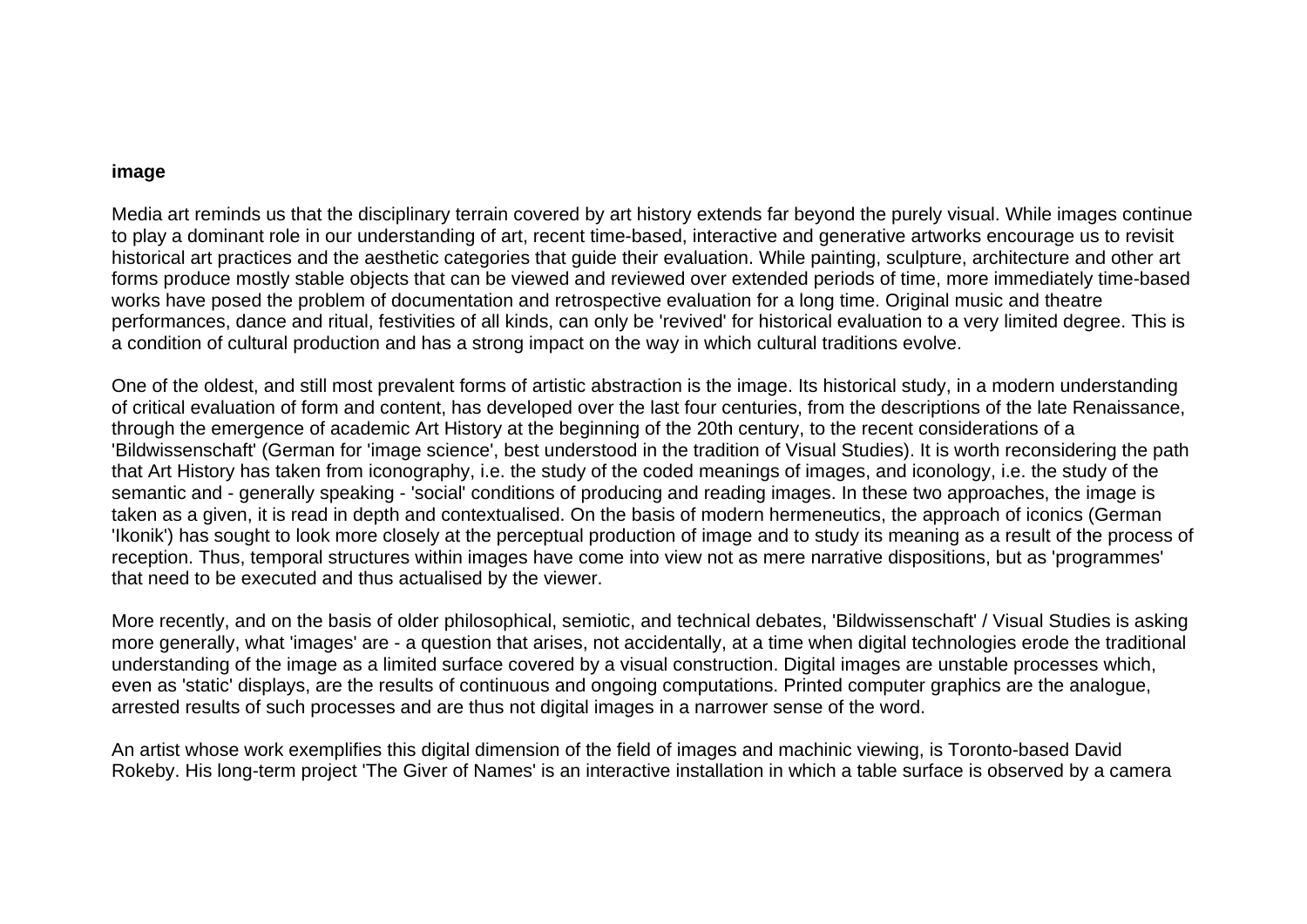**image**

Media art reminds us that the disciplinary terrain covered by art history extends far beyond the purely visual. While images continue to play a dominant role in our understanding of art, recent time-based, interactive and generative artworks encourage us to revisit historical art practices and the aesthetic categories that guide their evaluation. While painting, sculpture, architecture and other art forms produce mostly stable objects that can be viewed and reviewed over extended periods of time, more immediately time-based works have posed the problem of documentation and retrospective evaluation for a long time. Original music and theatre performances, dance and ritual, festivities of all kinds, can only be 'revived' for historical evaluation to a very limited degree. This is a condition of cultural production and has a strong impact on the way in which cultural traditions evolve.

One of the oldest, and still most prevalent forms of artistic abstraction is the image. Its historical study, in a modern understanding of critical evaluation of form and content, has developed over the last four centuries, from the descriptions of the late Renaissance, through the emergence of academic Art History at the beginning of the 20th century, to the recent considerations of a 'Bildwissenschaft' (German for 'image science', best understood in the tradition of Visual Studies). It is worth reconsidering the path that Art History has taken from iconography, i.e. the study of the coded meanings of images, and iconology, i.e. the study of the semantic and - generally speaking - 'social' conditions of producing and reading images. In these two approaches, the image is taken as a given, it is read in depth and contextualised. On the basis of modern hermeneutics, the approach of iconics (German 'Ikonik') has sought to look more closely at the perceptual production of image and to study its meaning as a result of the process of reception. Thus, temporal structures within images have come into view not as mere narrative dispositions, but as 'programmes' that need to be executed and thus actualised by the viewer.

More recently, and on the basis of older philosophical, semiotic, and technical debates, 'Bildwissenschaft' / Visual Studies is asking more generally, what 'images' are - a question that arises, not accidentally, at a time when digital technologies erode the traditional understanding of the image as a limited surface covered by a visual construction. Digital images are unstable processes which, even as 'static' displays, are the results of continuous and ongoing computations. Printed computer graphics are the analogue, arrested results of such processes and are thus not digital images in a narrower sense of the word.

An artist whose work exemplifies this digital dimension of the field of images and machinic viewing, is Toronto-based David Rokeby. His long-term project 'The Giver of Names' is an interactive installation in which a table surface is observed by a camera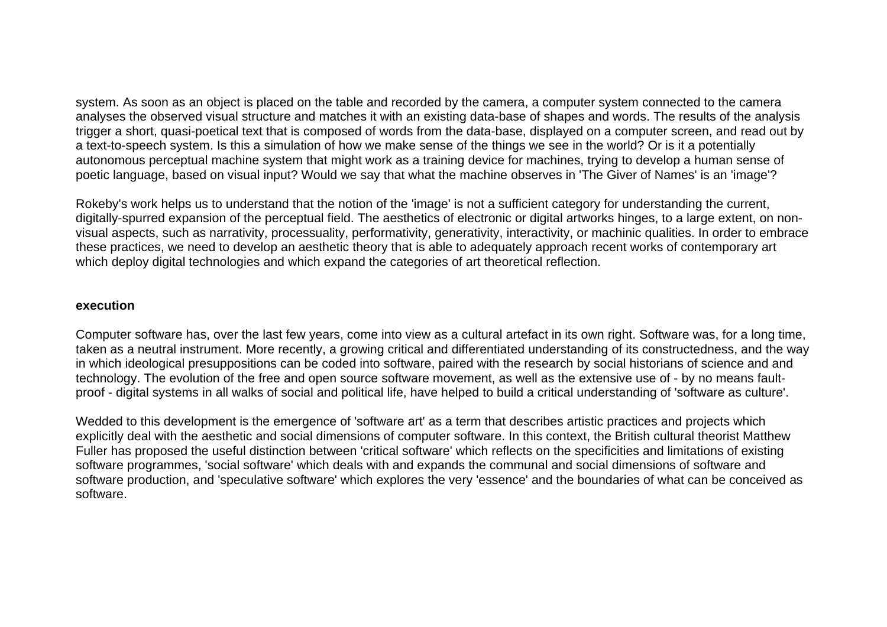system. As soon as an object is placed on the table and recorded by the camera, a computer system connected to the camera analyses the observed visual structure and matches it with an existing data-base of shapes and words. The results of the analysis trigger a short, quasi-poetical text that is composed of words from the data-base, displayed on a computer screen, and read out by a text-to-speech system. Is this a simulation of how we make sense of the things we see in the world? Or is it a potentially autonomous perceptual machine system that might work as a training device for machines, trying to develop a human sense of poetic language, based on visual input? Would we say that what the machine observes in 'The Giver of Names' is an 'image'?

Rokeby's work helps us to understand that the notion of the 'image' is not a sufficient category for understanding the current, digitally-spurred expansion of the perceptual field. The aesthetics of electronic or digital artworks hinges, to a large extent, on non-visual aspects, such as narrativity, processuality, performativity, generativity, interactivity, or machinic qualities. In order to embrace these practices, we need to develop an aesthetic theory that is able to adequately approach recent works of contemporary art which deploy digital technologies and which expand the categories of art theoretical reflection.

**execution**

Computer software has, over the last few years, come into view as a cultural artefact in its own right. Software was, for a long time, taken as a neutral instrument. More recently, a growing critical and differentiated understanding of its constructedness, and the way in which ideological presuppositions can be coded into software, paired with the research by social historians of science and and technology. The evolution of the free and open source software movement, as well as the extensive use of - by no means fault-proof - digital systems in all walks of social and political life, have helped to build a critical understanding of 'software as culture'.

Wedded to this development is the emergence of 'software art' as a term that describes artistic practices and projects which explicitly deal with the aesthetic and social dimensions of computer software. In this context, the British cultural theorist Matthew Fuller has proposed the useful distinction between 'critical software' which reflects on the specificities and limitations of existing software programmes, 'social software' which deals with and expands the communal and social dimensions of software and software production, and 'speculative software' which explores the very 'essence' and the boundaries of what can be conceived as software.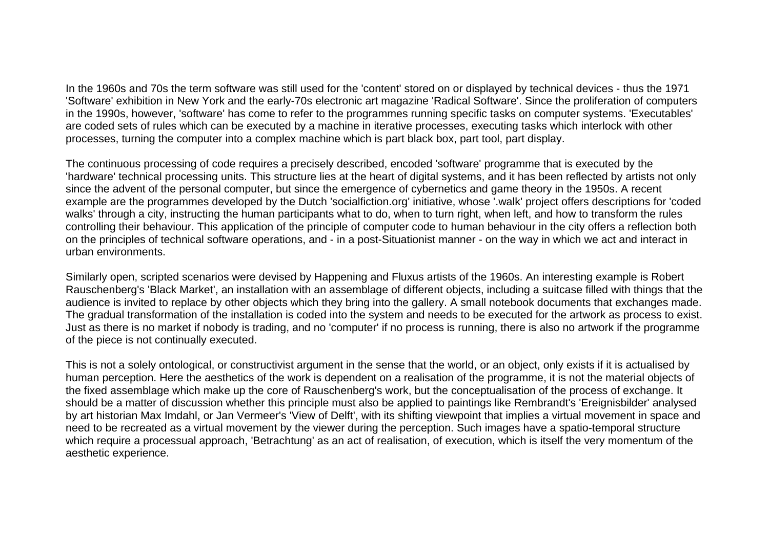In the 1960s and 70s the term software was still used for the 'content' stored on or displayed by technical devices - thus the 1971 'Software' exhibition in New York and the early-70s electronic art magazine 'Radical Software'. Since the proliferation of computers in the 1990s, however, 'software' has come to refer to the programmes running specific tasks on computer systems. 'Executables' are coded sets of rules which can be executed by a machine in iterative processes, executing tasks which interlock with other processes, turning the computer into a complex machine which is part black box, part tool, part display.

The continuous processing of code requires a precisely described, encoded 'software' programme that is executed by the 'hardware' technical processing units. This structure lies at the heart of digital systems, and it has been reflected by artists not only since the advent of the personal computer, but since the emergence of cybernetics and game theory in the 1950s. A recent example are the programmes developed by the Dutch 'socialfiction.org' initiative, whose '.walk' project offers descriptions for 'coded walks' through a city, instructing the human participants what to do, when to turn right, when left, and how to transform the rules controlling their behaviour. This application of the principle of computer code to human behaviour in the city offers a reflection both on the principles of technical software operations, and - in a post-Situationist manner - on the way in which we act and interact in urban environments.

Similarly open, scripted scenarios were devised by Happening and Fluxus artists of the 1960s. An interesting example is Robert Rauschenberg's 'Black Market', an installation with an assemblage of different objects, including a suitcase filled with things that the audience is invited to replace by other objects which they bring into the gallery. A small notebook documents that exchanges made. The gradual transformation of the installation is coded into the system and needs to be executed for the artwork as process to exist. Just as there is no market if nobody is trading, and no 'computer' if no process is running, there is also no artwork if the programme of the piece is not continually executed.

This is not a solely ontological, or constructivist argument in the sense that the world, or an object, only exists if it is actualised by human perception. Here the aesthetics of the work is dependent on a realisation of the programme, it is not the material objects of the fixed assemblage which make up the core of Rauschenberg's work, but the conceptualisation of the process of exchange. It should be a matter of discussion whether this principle must also be applied to paintings like Rembrandt's 'Ereignisbilder' analysed by art historian Max Imdahl, or Jan Vermeer's 'View of Delft', with its shifting viewpoint that implies a virtual movement in space and need to be recreated as a virtual movement by the viewer during the perception. Such images have a spatio-temporal structure which require a processual approach, 'Betrachtung' as an act of realisation, of execution, which is itself the very momentum of the aesthetic experience.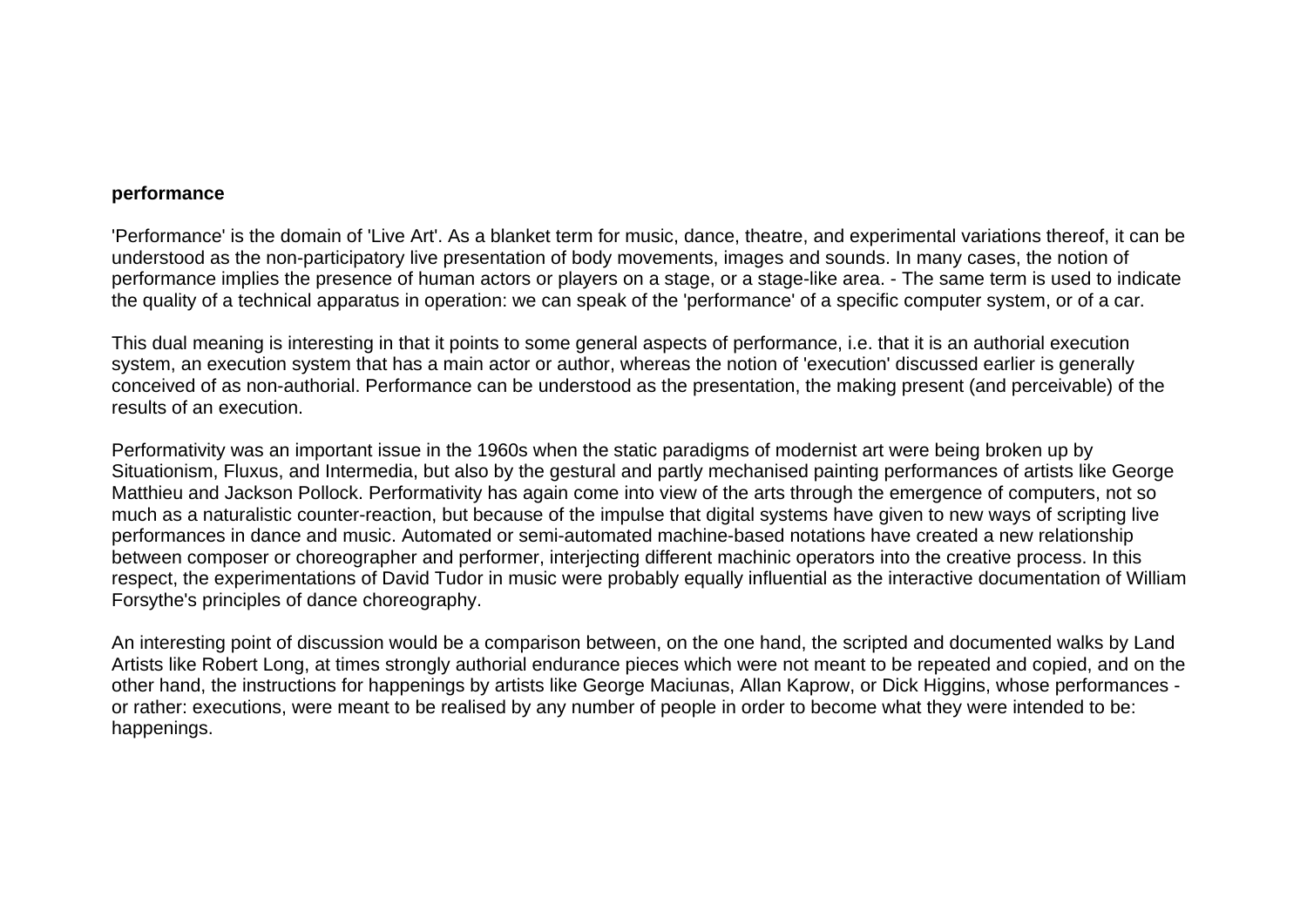**performance**

'Performance' is the domain of 'Live Art'. As a blanket term for music, dance, theatre, and experimental variations thereof, it can be understood as the non-participatory live presentation of body movements, images and sounds. In many cases, the notion of performance implies the presence of human actors or players on a stage, or a stage-like area. - The same term is used to indicate the quality of a technical apparatus in operation: we can speak of the 'performance' of a specific computer system, or of a car.

This dual meaning is interesting in that it points to some general aspects of performance, i.e. that it is an authorial execution system, an execution system that has a main actor or author, whereas the notion of 'execution' discussed earlier is generally conceived of as non-authorial. Performance can be understood as the presentation, the making present (and perceivable) of the results of an execution.

Performativity was an important issue in the 1960s when the static paradigms of modernist art were being broken up by Situationism, Fluxus, and Intermedia, but also by the gestural and partly mechanised painting performances of artists like George Matthieu and Jackson Pollock. Performativity has again come into view of the arts through the emergence of computers, not so much as a naturalistic counter-reaction, but because of the impulse that digital systems have given to new ways of scripting live performances in dance and music. Automated or semi-automated machine-based notations have created a new relationship between composer or choreographer and performer, interjecting different machinic operators into the creative process. In this respect, the experimentations of David Tudor in music were probably equally influential as the interactive documentation of William Forsythe's principles of dance choreography.

An interesting point of discussion would be a comparison between, on the one hand, the scripted and documented walks by Land Artists like Robert Long, at times strongly authorial endurance pieces which were not meant to be repeated and copied, and on the other hand, the instructions for happenings by artists like George Maciunas, Allan Kaprow, or Dick Higgins, whose performances - or rather: executions, were meant to be realised by any number of people in order to become what they were intended to be: happenings.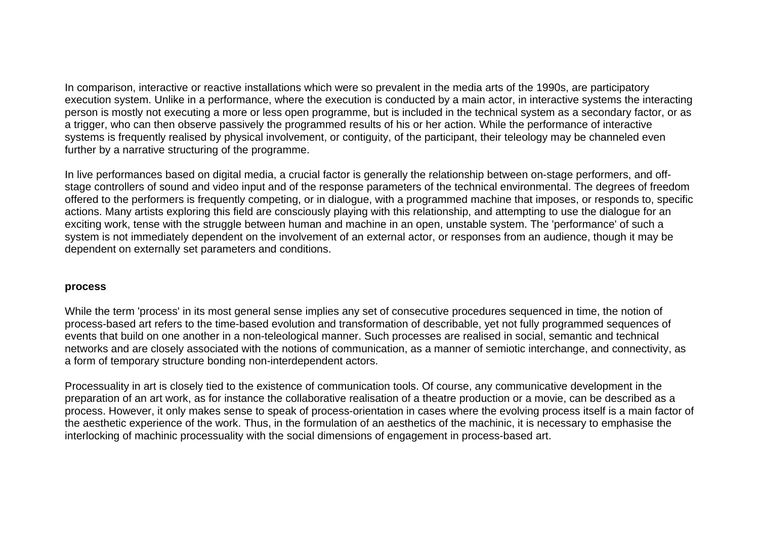In comparison, interactive or reactive installations which were so prevalent in the media arts of the 1990s, are participatory execution system. Unlike in a performance, where the execution is conducted by a main actor, in interactive systems the interacting person is mostly not executing a more or less open programme, but is included in the technical system as a secondary factor, or as a trigger, who can then observe passively the programmed results of his or her action. While the performance of interactive systems is frequently realised by physical involvement, or contiguity, of the participant, their teleology may be channeled even further by a narrative structuring of the programme.

In live performances based on digital media, a crucial factor is generally the relationship between on-stage performers, and off-stage controllers of sound and video input and of the response parameters of the technical environmental. The degrees of freedom offered to the performers is frequently competing, or in dialogue, with a programmed machine that imposes, or responds to, specific actions. Many artists exploring this field are consciously playing with this relationship, and attempting to use the dialogue for an exciting work, tense with the struggle between human and machine in an open, unstable system. The 'performance' of such a system is not immediately dependent on the involvement of an external actor, or responses from an audience, though it may be dependent on externally set parameters and conditions.

**process**

While the term 'process' in its most general sense implies any set of consecutive procedures sequenced in time, the notion of process-based art refers to the time-based evolution and transformation of describable, yet not fully programmed sequences of events that build on one another in a non-teleological manner. Such processes are realised in social, semantic and technical networks and are closely associated with the notions of communication, as a manner of semiotic interchange, and connectivity, as a form of temporary structure bonding non-interdependent actors.

Processuality in art is closely tied to the existence of communication tools. Of course, any communicative development in the preparation of an art work, as for instance the collaborative realisation of a theatre production or a movie, can be described as a process. However, it only makes sense to speak of process-orientation in cases where the evolving process itself is a main factor of the aesthetic experience of the work. Thus, in the formulation of an aesthetics of the machinic, it is necessary to emphasise the interlocking of machinic processuality with the social dimensions of engagement in process-based art.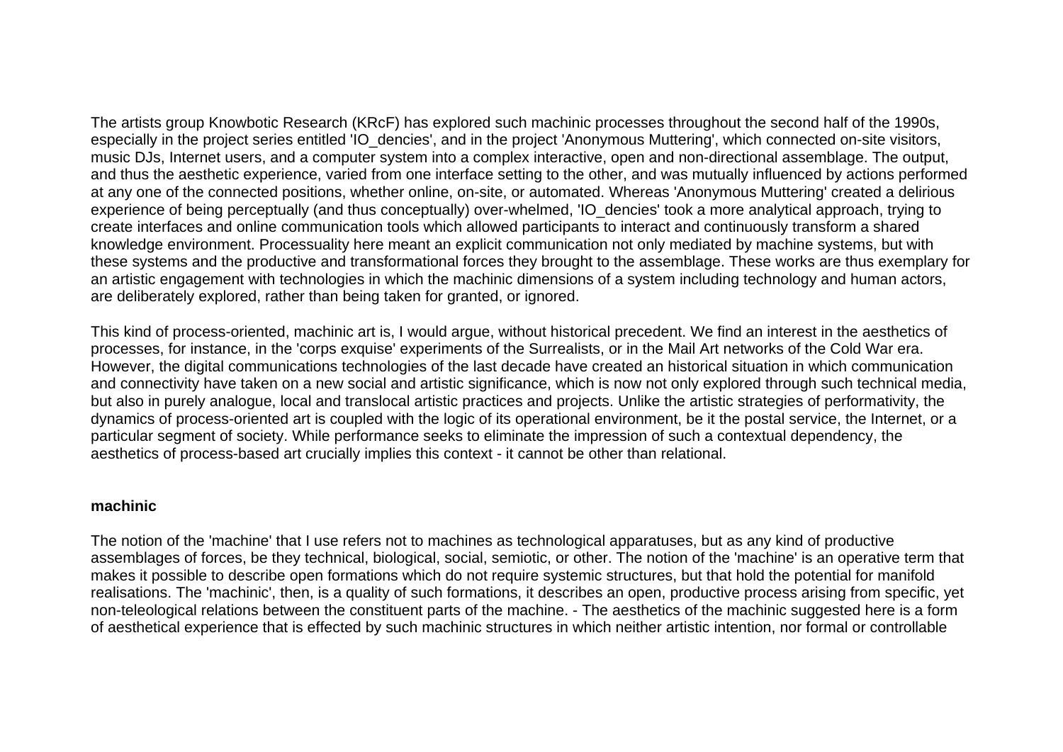The artists group Knowbotic Research (KRcF) has explored such machinic processes throughout the second half of the 1990s, especially in the project series entitled 'IO_dencies', and in the project 'Anonymous Muttering', which connected on-site visitors, music DJs, Internet users, and a computer system into a complex interactive, open and non-directional assemblage. The output, and thus the aesthetic experience, varied from one interface setting to the other, and was mutually influenced by actions performed at any one of the connected positions, whether online, on-site, or automated. Whereas 'Anonymous Muttering' created a delirious experience of being perceptually (and thus conceptually) over-whelmed, 'IO_dencies' took a more analytical approach, trying to create interfaces and online communication tools which allowed participants to interact and continuously transform a shared knowledge environment. Processuality here meant an explicit communication not only mediated by machine systems, but with these systems and the productive and transformational forces they brought to the assemblage. These works are thus exemplary for an artistic engagement with technologies in which the machinic dimensions of a system including technology and human actors, are deliberately explored, rather than being taken for granted, or ignored.

This kind of process-oriented, machinic art is, I would argue, without historical precedent. We find an interest in the aesthetics of processes, for instance, in the 'corps exquise' experiments of the Surrealists, or in the Mail Art networks of the Cold War era. However, the digital communications technologies of the last decade have created an historical situation in which communication and connectivity have taken on a new social and artistic significance, which is now not only explored through such technical media, but also in purely analogue, local and translocal artistic practices and projects. Unlike the artistic strategies of performativity, the dynamics of process-oriented art is coupled with the logic of its operational environment, be it the postal service, the Internet, or a particular segment of society. While performance seeks to eliminate the impression of such a contextual dependency, the aesthetics of process-based art crucially implies this context - it cannot be other than relational.

**machinic**

The notion of the 'machine' that I use refers not to machines as technological apparatuses, but as any kind of productive assemblages of forces, be they technical, biological, social, semiotic, or other. The notion of the 'machine' is an operative term that makes it possible to describe open formations which do not require systemic structures, but that hold the potential for manifold realisations. The 'machinic', then, is a quality of such formations, it describes an open, productive process arising from specific, yet non-teleological relations between the constituent parts of the machine. - The aesthetics of the machinic suggested here is a form of aesthetical experience that is effected by such machinic structures in which neither artistic intention, nor formal or controllable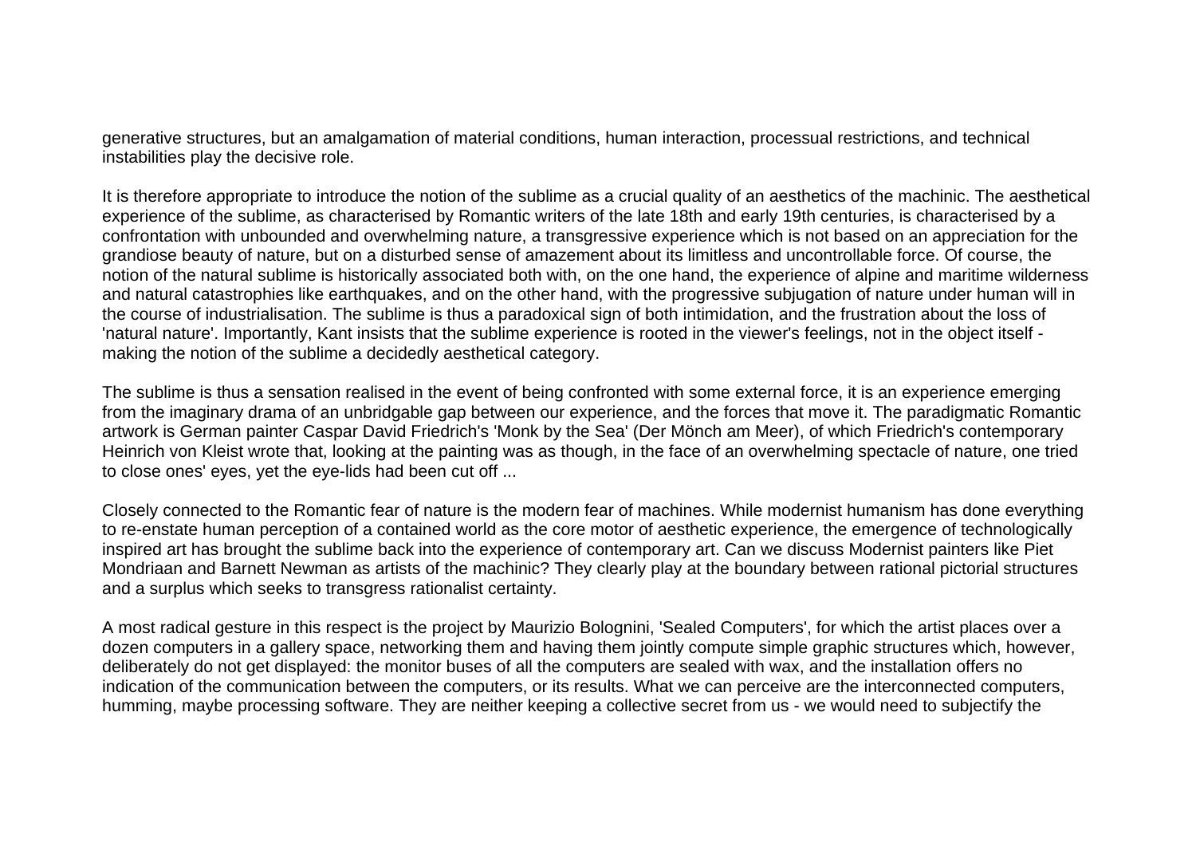generative structures, but an amalgamation of material conditions, human interaction, processual restrictions, and technical instabilities play the decisive role.

It is therefore appropriate to introduce the notion of the sublime as a crucial quality of an aesthetics of the machinic. The aesthetical experience of the sublime, as characterised by Romantic writers of the late 18th and early 19th centuries, is characterised by a confrontation with unbounded and overwhelming nature, a transgressive experience which is not based on an appreciation for the grandiose beauty of nature, but on a disturbed sense of amazement about its limitless and uncontrollable force. Of course, the notion of the natural sublime is historically associated both with, on the one hand, the experience of alpine and maritime wilderness and natural catastrophies like earthquakes, and on the other hand, with the progressive subjugation of nature under human will in the course of industrialisation. The sublime is thus a paradoxical sign of both intimidation, and the frustration about the loss of 'natural nature'. Importantly, Kant insists that the sublime experience is rooted in the viewer's feelings, not in the object itself - making the notion of the sublime a decidedly aesthetical category.

The sublime is thus a sensation realised in the event of being confronted with some external force, it is an experience emerging from the imaginary drama of an unbridgable gap between our experience, and the forces that move it. The paradigmatic Romantic artwork is German painter Caspar David Friedrich's 'Monk by the Sea' (Der Mönch am Meer), of which Friedrich's contemporary Heinrich von Kleist wrote that, looking at the painting was as though, in the face of an overwhelming spectacle of nature, one tried to close ones' eyes, yet the eye-lids had been cut off ...

Closely connected to the Romantic fear of nature is the modern fear of machines. While modernist humanism has done everything to re-enstate human perception of a contained world as the core motor of aesthetic experience, the emergence of technologically inspired art has brought the sublime back into the experience of contemporary art. Can we discuss Modernist painters like Piet Mondriaan and Barnett Newman as artists of the machinic? They clearly play at the boundary between rational pictorial structures and a surplus which seeks to transgress rationalist certainty.

A most radical gesture in this respect is the project by Maurizio Bolognini, 'Sealed Computers', for which the artist places over a dozen computers in a gallery space, networking them and having them jointly compute simple graphic structures which, however, deliberately do not get displayed: the monitor buses of all the computers are sealed with wax, and the installation offers no indication of the communication between the computers, or its results. What we can perceive are the interconnected computers, humming, maybe processing software. They are neither keeping a collective secret from us - we would need to subjectify the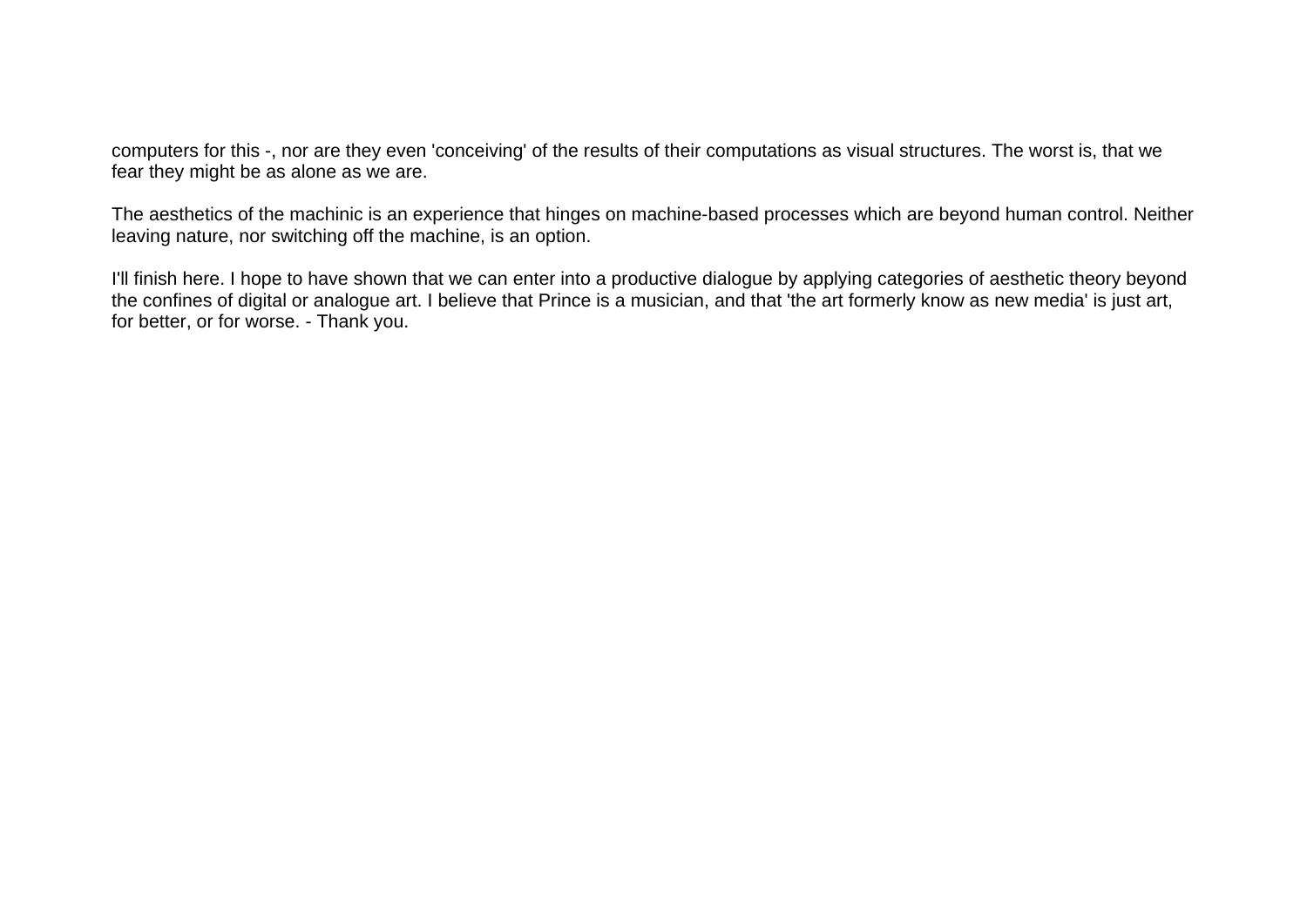computers for this -, nor are they even 'conceiving' of the results of their computations as visual structures. The worst is, that we fear they might be as alone as we are.

The aesthetics of the machinic is an experience that hinges on machine-based processes which are beyond human control. Neither leaving nature, nor switching off the machine, is an option.

I'll finish here. I hope to have shown that we can enter into a productive dialogue by applying categories of aesthetic theory beyond the confines of digital or analogue art. I believe that Prince is a musician, and that 'the art formerly know as new media' is just art, for better, or for worse. - Thank you.